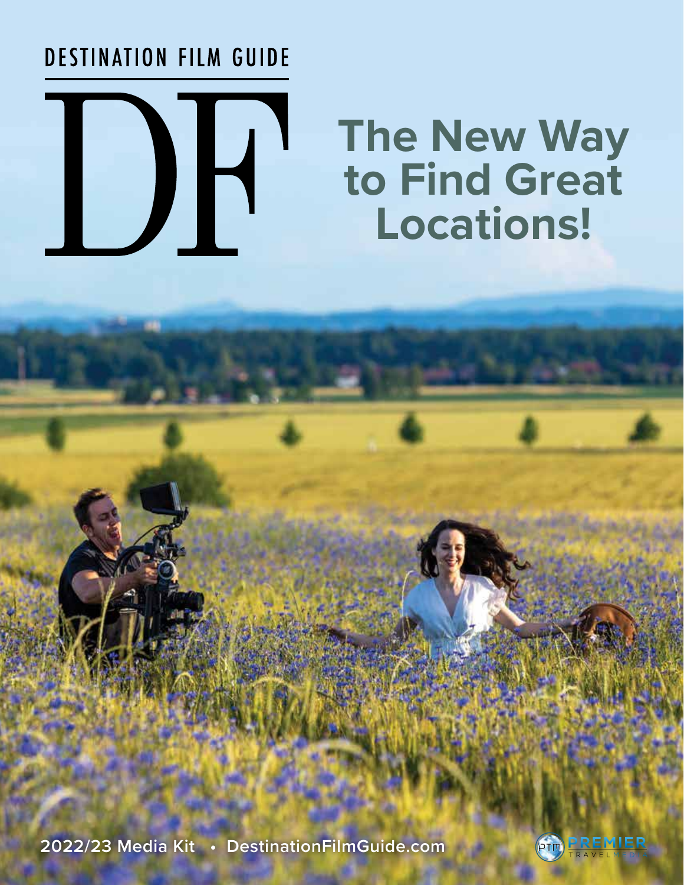DESTINATION FILM GUIDE

# DF

# The New Way to Find Great Locations!

2022/23 Media Kit • DestinationFilmGuide.com

PREMIER TRAVEL MEDIA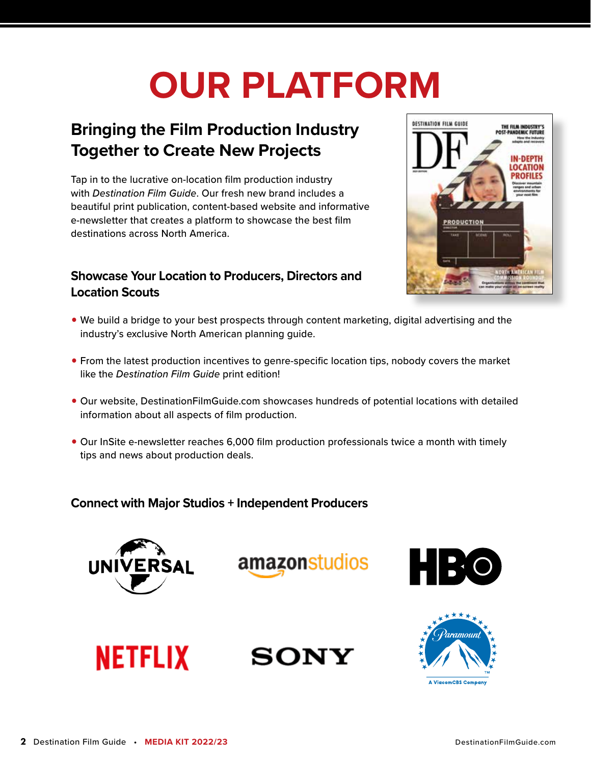# OUR PLATFORM

## Bringing the Film Production Industry Together to Create New Projects

Tap in to the lucrative on-location film production industry with *Destination Film Guide*. Our fresh new brand includes a beautiful print publication, content-based website and informative e-newsletter that creates a platform to showcase the best film destinations across North America.

### Showcase Your Location to Producers, Directors and Location Scouts

- We build a bridge to your best prospects through content marketing, digital advertising and the industry's exclusive North American planning guide.
- From the latest production incentives to genre-specific location tips, nobody covers the market like the *Destination Film Guide* print edition!
- Our website, DestinationFilmGuide.com showcases hundreds of potential locations with detailed information about all aspects of film production.
- Our InSite e-newsletter reaches 6,000 film production professionals twice a month with timely tips and news about production deals.

### Connect with Major Studios + Independent Producers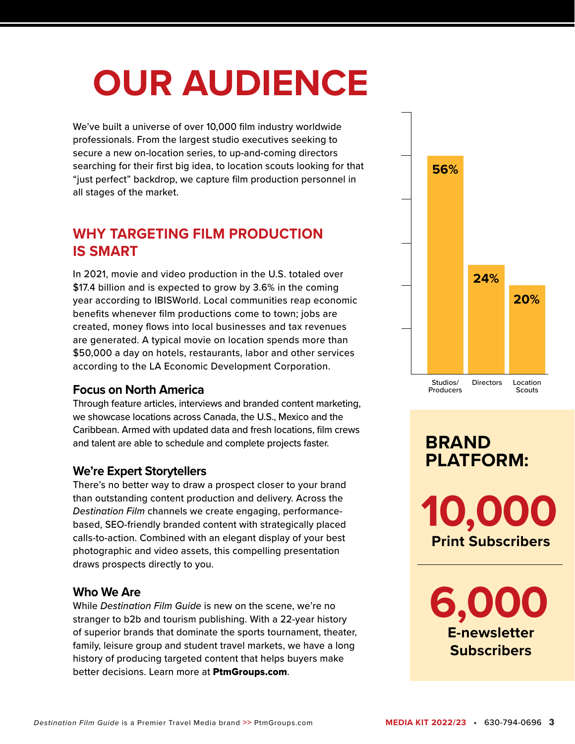# OUR AUDIENCE

We've built a universe of over 10,000 film industry worldwide professionals. From the largest studio executives seeking to secure a new on-location series, to up-and-coming directors searching for their first big idea, to location scouts looking for that "just perfect" backdrop, we capture film production personnel in all stages of the market.

## WHY TARGETING FILM PRODUCTION IS SMART

In 2021, movie and video production in the U.S. totaled over $17.4 billion and is expected to grow by 3.6% in the coming year according to IBISWorld. Local communities reap economic benefits whenever film productions come to town; jobs are created, money flows into local businesses and tax revenues are generated. A typical movie on location spends more than $50,000 a day on hotels, restaurants, labor and other services according to the LA Economic Development Corporation.

### Focus on North America

Through feature articles, interviews and branded content marketing, we showcase locations across Canada, the U.S., Mexico and the Caribbean. Armed with updated data and fresh locations, film crews and talent are able to schedule and complete projects faster.

### We're Expert Storytellers

There's no better way to draw a prospect closer to your brand than outstanding content production and delivery. Across the *Destination Film* channels we create engaging, performance-based, SEO-friendly branded content with strategically placed calls-to-action. Combined with an elegant display of your best photographic and video assets, this compelling presentation draws prospects directly to you.

### Who We Are

While *Destination Film Guide* is new on the scene, we're no stranger to b2b and tourism publishing. With a 22-year history of superior brands that dominate the sports tournament, theater, family, leisure group and student travel markets, we have a long history of producing targeted content that helps buyers make better decisions. Learn more at **PtmGroups.com**.

| Studios/ Producers | Directors | Location Scouts |
|---|---|---|
| 56% | 24% | 20% |

## BRAND PLATFORM:

**10,000**
**Print Subscribers**

**6,000**
**E-newsletter Subscribers**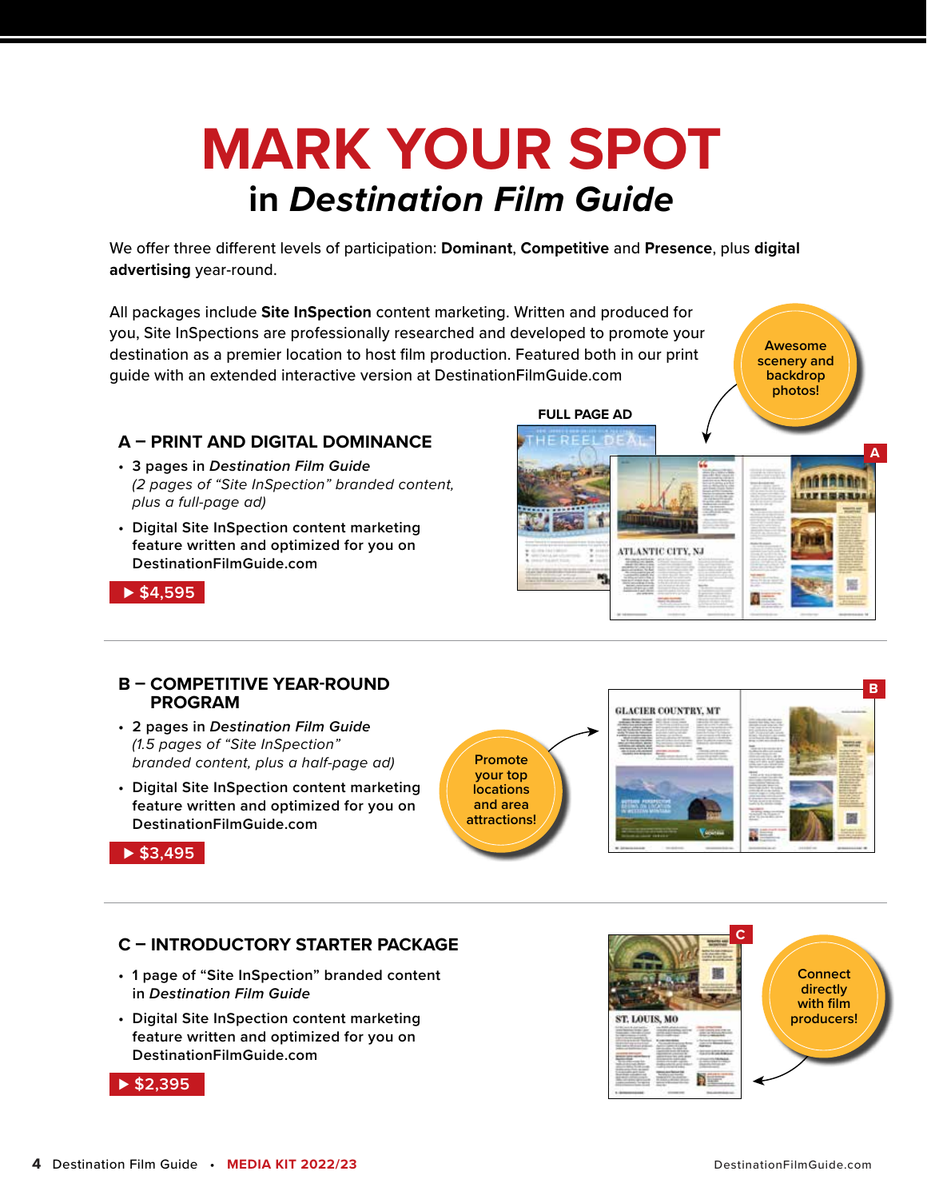# MARK YOUR SPOT

## in *Destination Film Guide*

We offer three different levels of participation: **Dominant**, **Competitive** and **Presence**, plus **digital advertising** year-round.

All packages include **Site InSpection** content marketing. Written and produced for you, Site InSpections are professionally researched and developed to promote your destination as a premier location to host film production. Featured both in our print guide with an extended interactive version at DestinationFilmGuide.com

Awesome scenery and backdrop photos!

FULL PAGE AD

### A – PRINT AND DIGITAL DOMINANCE

- 3 pages in *Destination Film Guide*
  *(2 pages of "Site InSpection" branded content, plus a full-page ad)*
- Digital Site InSpection content marketing feature written and optimized for you on DestinationFilmGuide.com

▶ $4,595

### B – COMPETITIVE YEAR-ROUND PROGRAM

- 2 pages in *Destination Film Guide*
  *(1.5 pages of "Site InSpection" branded content, plus a half-page ad)*
- Digital Site InSpection content marketing feature written and optimized for you on DestinationFilmGuide.com

▶ $3,495

Promote your top locations and area attractions!

### C – INTRODUCTORY STARTER PACKAGE

- 1 page of "Site InSpection" branded content in *Destination Film Guide*
- Digital Site InSpection content marketing feature written and optimized for you on DestinationFilmGuide.com

▶ $2,395

Connect directly with film producers!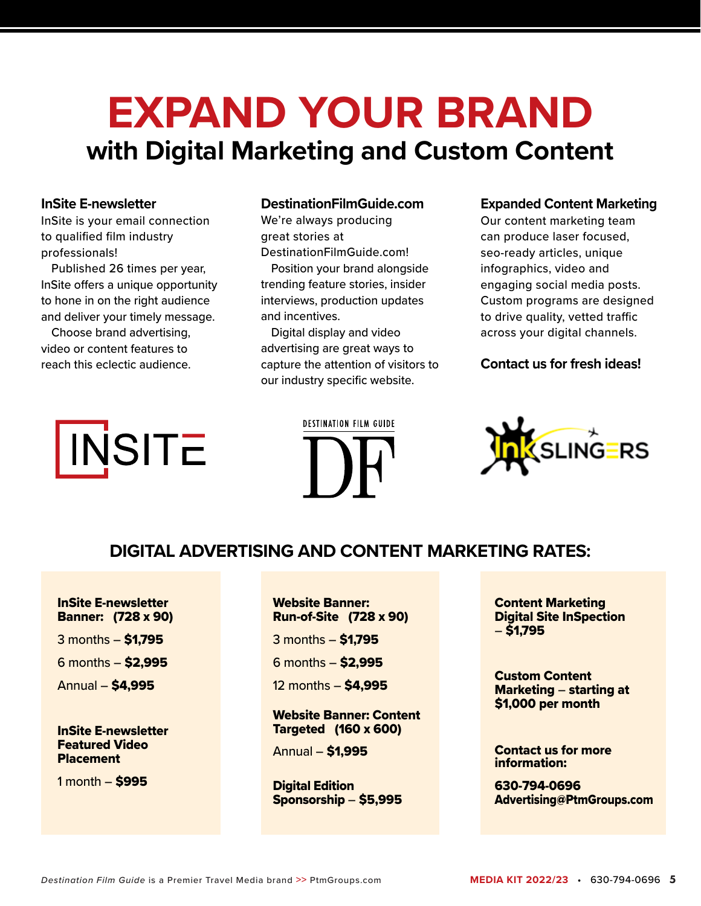# EXPAND YOUR BRAND

## with Digital Marketing and Custom Content

### InSite E-newsletter

InSite is your email connection to qualified film industry professionals!

Published 26 times per year, InSite offers a unique opportunity to hone in on the right audience and deliver your timely message.

Choose brand advertising, video or content features to reach this eclectic audience.

### DestinationFilmGuide.com

We're always producing great stories at DestinationFilmGuide.com!

Position your brand alongside trending feature stories, insider interviews, production updates and incentives.

Digital display and video advertising are great ways to capture the attention of visitors to our industry specific website.

### Expanded Content Marketing

Our content marketing team can produce laser focused, seo-ready articles, unique infographics, video and engaging social media posts. Custom programs are designed to drive quality, vetted traffic across your digital channels.

**Contact us for fresh ideas!**

INSITE

DESTINATION FILM GUIDE DF

InkSLINGERS

## DIGITAL ADVERTISING AND CONTENT MARKETING RATES:

**InSite E-newsletter Banner: (728 x 90)**

3 months – **$1,795**

6 months – **$2,995**

Annual – **$4,995**

**InSite E-newsletter Featured Video Placement**

1 month – **$995**

**Website Banner: Run-of-Site (728 x 90)**

3 months – **$1,795**

6 months – **$2,995**

12 months – **$4,995**

**Website Banner: Content Targeted (160 x 600)**

Annual – **$1,995**

**Digital Edition Sponsorship – $5,995**

**Content Marketing Digital Site InSpection – $1,795**

**Custom Content Marketing – starting at $1,000 per month**

**Contact us for more information:**

**630-794-0696**
**Advertising@PtmGroups.com**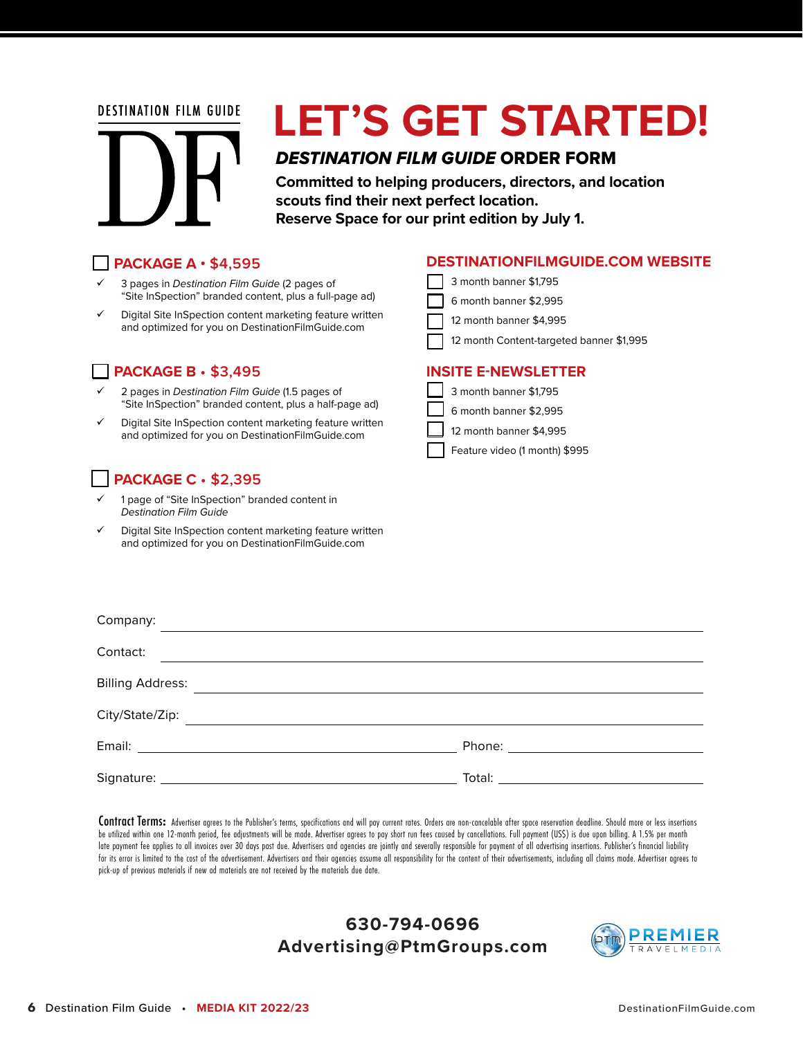DESTINATION FILM GUIDE

DF

# LET'S GET STARTED!

## *DESTINATION FILM GUIDE* ORDER FORM

**Committed to helping producers, directors, and location scouts find their next perfect location.**
**Reserve Space for our print edition by July 1.**

### ☐ PACKAGE A • $4,595

- ✓ 3 pages in *Destination Film Guide* (2 pages of "Site InSpection" branded content, plus a full-page ad)
- ✓ Digital Site InSpection content marketing feature written and optimized for you on DestinationFilmGuide.com

### ☐ PACKAGE B • $3,495

- ✓ 2 pages in *Destination Film Guide* (1.5 pages of "Site InSpection" branded content, plus a half-page ad)
- ✓ Digital Site InSpection content marketing feature written and optimized for you on DestinationFilmGuide.com

### ☐ PACKAGE C • $2,395

- ✓ 1 page of "Site InSpection" branded content in *Destination Film Guide*
- ✓ Digital Site InSpection content marketing feature written and optimized for you on DestinationFilmGuide.com

### DESTINATIONFILMGUIDE.COM WEBSITE

- ☐ 3 month banner $1,795
- ☐ 6 month banner $2,995
- ☐ 12 month banner $4,995
- ☐ 12 month Content-targeted banner $1,995

### INSITE E-NEWSLETTER

- ☐ 3 month banner $1,795
- ☐ 6 month banner $2,995
- ☐ 12 month banner $4,995
- ☐ Feature video (1 month) $995

Company: ______________________________

Contact: ______________________________

Billing Address: ______________________________

City/State/Zip: ______________________________

Email: ______________________ Phone: ______________________

Signature: ______________________ Total: ______________________

**Contract Terms:** Advertiser agrees to the Publisher's terms, specifications and will pay current rates. Orders are non-cancelable after space reservation deadline. Should more or less insertions be utilized within one 12-month period, fee adjustments will be made. Advertiser agrees to pay short run fees caused by cancellations. Full payment (US$) is due upon billing. A 1.5% per month late payment fee applies to all invoices over 30 days past due. Advertisers and agencies are jointly and severally responsible for payment of all advertising insertions. Publisher's financial liability for its error is limited to the cost of the advertisement. Advertisers and their agencies assume all responsibility for the content of their advertisements, including all claims made. Advertiser agrees to pick-up of previous materials if new ad materials are not received by the materials due date.

**630-794-0696**
**Advertising@PtmGroups.com**

PREMIER TRAVELMEDIA